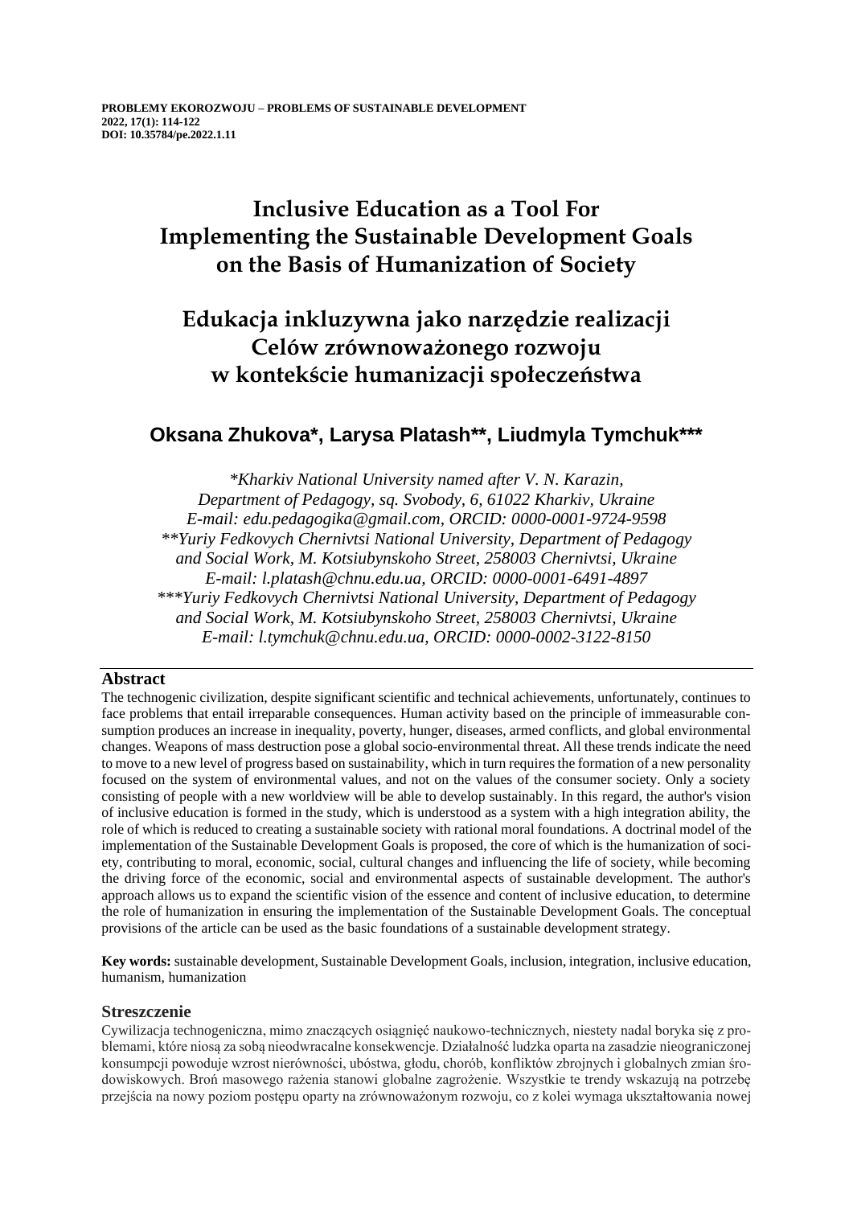**PROBLEMY EKOROZWOJU – PROBLEMS OF SUSTAINABLE DEVELOPMENT**
**2022, 17(1): 114-122**
**DOI: 10.35784/pe.2022.1.11**

# Inclusive Education as a Tool For Implementing the Sustainable Development Goals on the Basis of Humanization of Society

# Edukacja inkluzywna jako narzędzie realizacji Celów zrównoważonego rozwoju w kontekście humanizacji społeczeństwa

## Oksana Zhukova*, Larysa Platash**, Liudmyla Tymchuk***

*\*Kharkiv National University named after V. N. Karazin, Department of Pedagogy, sq. Svobody, 6, 61022 Kharkiv, Ukraine*
*E-mail: edu.pedagogika@gmail.com, ORCID: 0000-0001-9724-9598*
*\*\*Yuriy Fedkovych Chernivtsi National University, Department of Pedagogy and Social Work, M. Kotsiubynskoho Street, 258003 Chernivtsi, Ukraine*
*E-mail: l.platash@chnu.edu.ua, ORCID: 0000-0001-6491-4897*
*\*\*\*Yuriy Fedkovych Chernivtsi National University, Department of Pedagogy and Social Work, M. Kotsiubynskoho Street, 258003 Chernivtsi, Ukraine*
*E-mail: l.tymchuk@chnu.edu.ua, ORCID: 0000-0002-3122-8150*

### Abstract

The technogenic civilization, despite significant scientific and technical achievements, unfortunately, continues to face problems that entail irreparable consequences. Human activity based on the principle of immeasurable consumption produces an increase in inequality, poverty, hunger, diseases, armed conflicts, and global environmental changes. Weapons of mass destruction pose a global socio-environmental threat. All these trends indicate the need to move to a new level of progress based on sustainability, which in turn requires the formation of a new personality focused on the system of environmental values, and not on the values of the consumer society. Only a society consisting of people with a new worldview will be able to develop sustainably. In this regard, the author's vision of inclusive education is formed in the study, which is understood as a system with a high integration ability, the role of which is reduced to creating a sustainable society with rational moral foundations. A doctrinal model of the implementation of the Sustainable Development Goals is proposed, the core of which is the humanization of society, contributing to moral, economic, social, cultural changes and influencing the life of society, while becoming the driving force of the economic, social and environmental aspects of sustainable development. The author's approach allows us to expand the scientific vision of the essence and content of inclusive education, to determine the role of humanization in ensuring the implementation of the Sustainable Development Goals. The conceptual provisions of the article can be used as the basic foundations of a sustainable development strategy.

**Key words:** sustainable development, Sustainable Development Goals, inclusion, integration, inclusive education, humanism, humanization

### Streszczenie

Cywilizacja technogeniczna, mimo znaczących osiągnięć naukowo-technicznych, niestety nadal boryka się z problemami, które niosą za sobą nieodwracalne konsekwencje. Działalność ludzka oparta na zasadzie nieograniczonej konsumpcji powoduje wzrost nierówności, ubóstwa, głodu, chorób, konfliktów zbrojnych i globalnych zmian środowiskowych. Broń masowego rażenia stanowi globalne zagrożenie. Wszystkie te trendy wskazują na potrzebę przejścia na nowy poziom postępu oparty na zrównoważonym rozwoju, co z kolei wymaga ukształtowania nowej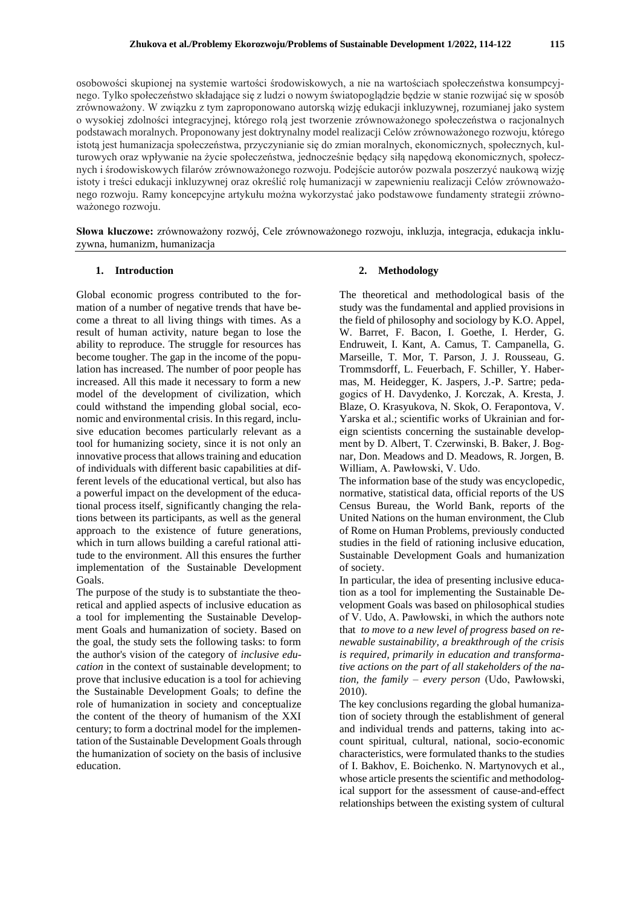osobowości skupionej na systemie wartości środowiskowych, a nie na wartościach społeczeństwa konsumpcyjnego. Tylko społeczeństwo składające się z ludzi o nowym światopoglądzie będzie w stanie rozwijać się w sposób zrównoważony. W związku z tym zaproponowano autorską wizję edukacji inkluzywnej, rozumianej jako system o wysokiej zdolności integracyjnej, którego rolą jest tworzenie zrównoważonego społeczeństwa o racjonalnych podstawach moralnych. Proponowany jest doktrynalny model realizacji Celów zrównoważonego rozwoju, którego istotą jest humanizacja społeczeństwa, przyczynianie się do zmian moralnych, ekonomicznych, społecznych, kulturowych oraz wpływanie na życie społeczeństwa, jednocześnie będący siłą napędową ekonomicznych, społecznych i środowiskowych filarów zrównoważonego rozwoju. Podejście autorów pozwala poszerzyć naukową wizję istoty i treści edukacji inkluzywnej oraz określić rolę humanizacji w zapewnieniu realizacji Celów zrównoważonego rozwoju. Ramy koncepcyjne artykułu można wykorzystać jako podstawowe fundamenty strategii zrównoważonego rozwoju.

**Słowa kluczowe:** zrównoważony rozwój, Cele zrównoważonego rozwoju, inkluzja, integracja, edukacja inkluzywna, humanizm, humanizacja

## 1. Introduction

Global economic progress contributed to the formation of a number of negative trends that have become a threat to all living things with times. As a result of human activity, nature began to lose the ability to reproduce. The struggle for resources has become tougher. The gap in the income of the population has increased. The number of poor people has increased. All this made it necessary to form a new model of the development of civilization, which could withstand the impending global social, economic and environmental crisis. In this regard, inclusive education becomes particularly relevant as a tool for humanizing society, since it is not only an innovative process that allows training and education of individuals with different basic capabilities at different levels of the educational vertical, but also has a powerful impact on the development of the educational process itself, significantly changing the relations between its participants, as well as the general approach to the existence of future generations, which in turn allows building a careful rational attitude to the environment. All this ensures the further implementation of the Sustainable Development Goals.

The purpose of the study is to substantiate the theoretical and applied aspects of inclusive education as a tool for implementing the Sustainable Development Goals and humanization of society. Based on the goal, the study sets the following tasks: to form the author's vision of the category of *inclusive education* in the context of sustainable development; to prove that inclusive education is a tool for achieving the Sustainable Development Goals; to define the role of humanization in society and conceptualize the content of the theory of humanism of the XXI century; to form a doctrinal model for the implementation of the Sustainable Development Goals through the humanization of society on the basis of inclusive education.

## 2. Methodology

The theoretical and methodological basis of the study was the fundamental and applied provisions in the field of philosophy and sociology by K.O. Appel, W. Barret, F. Bacon, I. Goethe, I. Herder, G. Endruweit, I. Kant, A. Camus, T. Campanella, G. Marseille, T. Mor, T. Parson, J. J. Rousseau, G. Trommsdorff, L. Feuerbach, F. Schiller, Y. Habermas, M. Heidegger, K. Jaspers, J.-P. Sartre; pedagogics of H. Davydenko, J. Korczak, A. Kresta, J. Blaze, O. Krasyukova, N. Skok, O. Ferapontova, V. Yarska et al.; scientific works of Ukrainian and foreign scientists concerning the sustainable development by D. Albert, T. Czerwinski, B. Baker, J. Bognar, Don. Meadows and D. Meadows, R. Jorgen, B. William, A. Pawłowski, V. Udo.

The information base of the study was encyclopedic, normative, statistical data, official reports of the US Census Bureau, the World Bank, reports of the United Nations on the human environment, the Club of Rome on Human Problems, previously conducted studies in the field of rationing inclusive education, Sustainable Development Goals and humanization of society.

In particular, the idea of presenting inclusive education as a tool for implementing the Sustainable Development Goals was based on philosophical studies of V. Udo, A. Pawłowski, in which the authors note that *to move to a new level of progress based on renewable sustainability, a breakthrough of the crisis is required, primarily in education and transformative actions on the part of all stakeholders of the nation, the family – every person* (Udo, Pawłowski, 2010).

The key conclusions regarding the global humanization of society through the establishment of general and individual trends and patterns, taking into account spiritual, cultural, national, socio-economic characteristics, were formulated thanks to the studies of I. Bakhov, E. Boichenko. N. Martynovych et al., whose article presents the scientific and methodological support for the assessment of cause-and-effect relationships between the existing system of cultural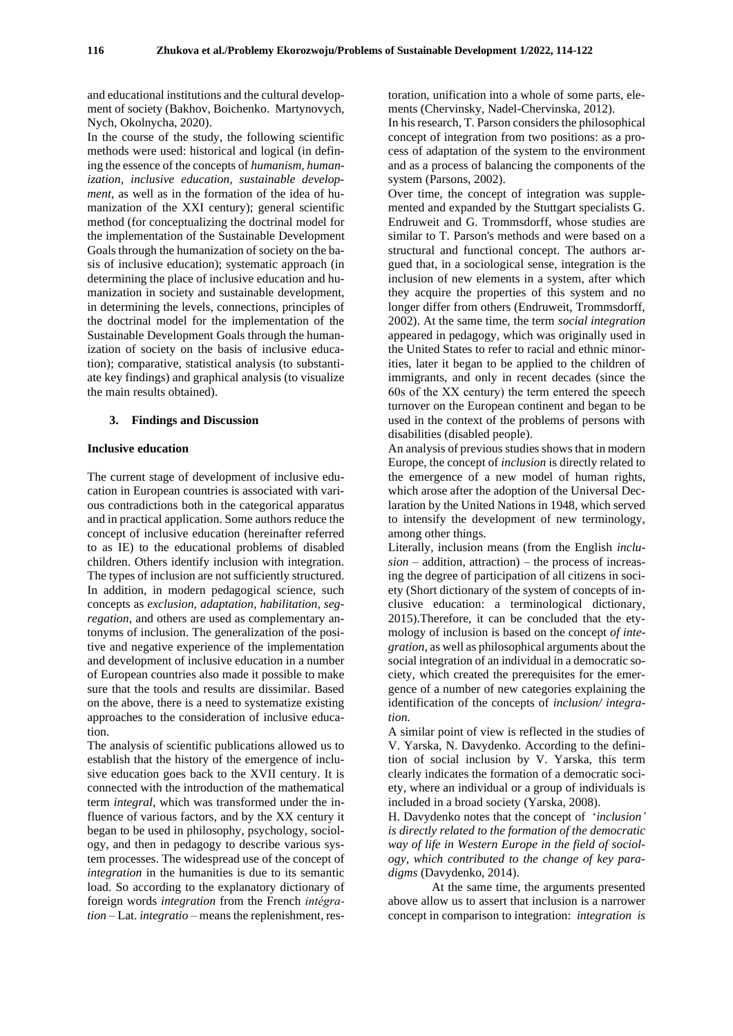and educational institutions and the cultural development of society (Bakhov, Boichenko. Martynovych, Nych, Okolnycha, 2020).

In the course of the study, the following scientific methods were used: historical and logical (in defining the essence of the concepts of *humanism, humanization, inclusive education, sustainable development*, as well as in the formation of the idea of humanization of the XXI century); general scientific method (for conceptualizing the doctrinal model for the implementation of the Sustainable Development Goals through the humanization of society on the basis of inclusive education); systematic approach (in determining the place of inclusive education and humanization in society and sustainable development, in determining the levels, connections, principles of the doctrinal model for the implementation of the Sustainable Development Goals through the humanization of society on the basis of inclusive education); comparative, statistical analysis (to substantiate key findings) and graphical analysis (to visualize the main results obtained).

## 3. Findings and Discussion

### Inclusive education

The current stage of development of inclusive education in European countries is associated with various contradictions both in the categorical apparatus and in practical application. Some authors reduce the concept of inclusive education (hereinafter referred to as IE) to the educational problems of disabled children. Others identify inclusion with integration. The types of inclusion are not sufficiently structured. In addition, in modern pedagogical science, such concepts as *exclusion, adaptation, habilitation, segregation*, and others are used as complementary antonyms of inclusion. The generalization of the positive and negative experience of the implementation and development of inclusive education in a number of European countries also made it possible to make sure that the tools and results are dissimilar. Based on the above, there is a need to systematize existing approaches to the consideration of inclusive education.

The analysis of scientific publications allowed us to establish that the history of the emergence of inclusive education goes back to the XVII century. It is connected with the introduction of the mathematical term *integral*, which was transformed under the influence of various factors, and by the XX century it began to be used in philosophy, psychology, sociology, and then in pedagogy to describe various system processes. The widespread use of the concept of *integration* in the humanities is due to its semantic load. So according to the explanatory dictionary of foreign words *integration* from the French *intégration* – Lat. *integratio* – means the replenishment, restoration, unification into a whole of some parts, elements (Chervinsky, Nadel-Chervinska, 2012).

In his research, T. Parson considers the philosophical concept of integration from two positions: as a process of adaptation of the system to the environment and as a process of balancing the components of the system (Parsons, 2002).

Over time, the concept of integration was supplemented and expanded by the Stuttgart specialists G. Endruweit and G. Trommsdorff, whose studies are similar to T. Parson's methods and were based on a structural and functional concept. The authors argued that, in a sociological sense, integration is the inclusion of new elements in a system, after which they acquire the properties of this system and no longer differ from others (Endruweit, Trommsdorff, 2002). At the same time, the term *social integration* appeared in pedagogy, which was originally used in the United States to refer to racial and ethnic minorities, later it began to be applied to the children of immigrants, and only in recent decades (since the 60s of the XX century) the term entered the speech turnover on the European continent and began to be used in the context of the problems of persons with disabilities (disabled people).

An analysis of previous studies shows that in modern Europe, the concept of *inclusion* is directly related to the emergence of a new model of human rights, which arose after the adoption of the Universal Declaration by the United Nations in 1948, which served to intensify the development of new terminology, among other things.

Literally, inclusion means (from the English *inclusion* – addition, attraction) – the process of increasing the degree of participation of all citizens in society (Short dictionary of the system of concepts of inclusive education: a terminological dictionary, 2015).Therefore, it can be concluded that the etymology of inclusion is based on the concept *of integration*, as well as philosophical arguments about the social integration of an individual in a democratic society, which created the prerequisites for the emergence of a number of new categories explaining the identification of the concepts of *inclusion/ integration.*

A similar point of view is reflected in the studies of V. Yarska, N. Davydenko. According to the definition of social inclusion by V. Yarska, this term clearly indicates the formation of a democratic society, where an individual or a group of individuals is included in a broad society (Yarska, 2008).

H. Davydenko notes that the concept of '*inclusion' is directly related to the formation of the democratic way of life in Western Europe in the field of sociology, which contributed to the change of key paradigms* (Davydenko, 2014).

At the same time, the arguments presented above allow us to assert that inclusion is a narrower concept in comparison to integration: *integration is*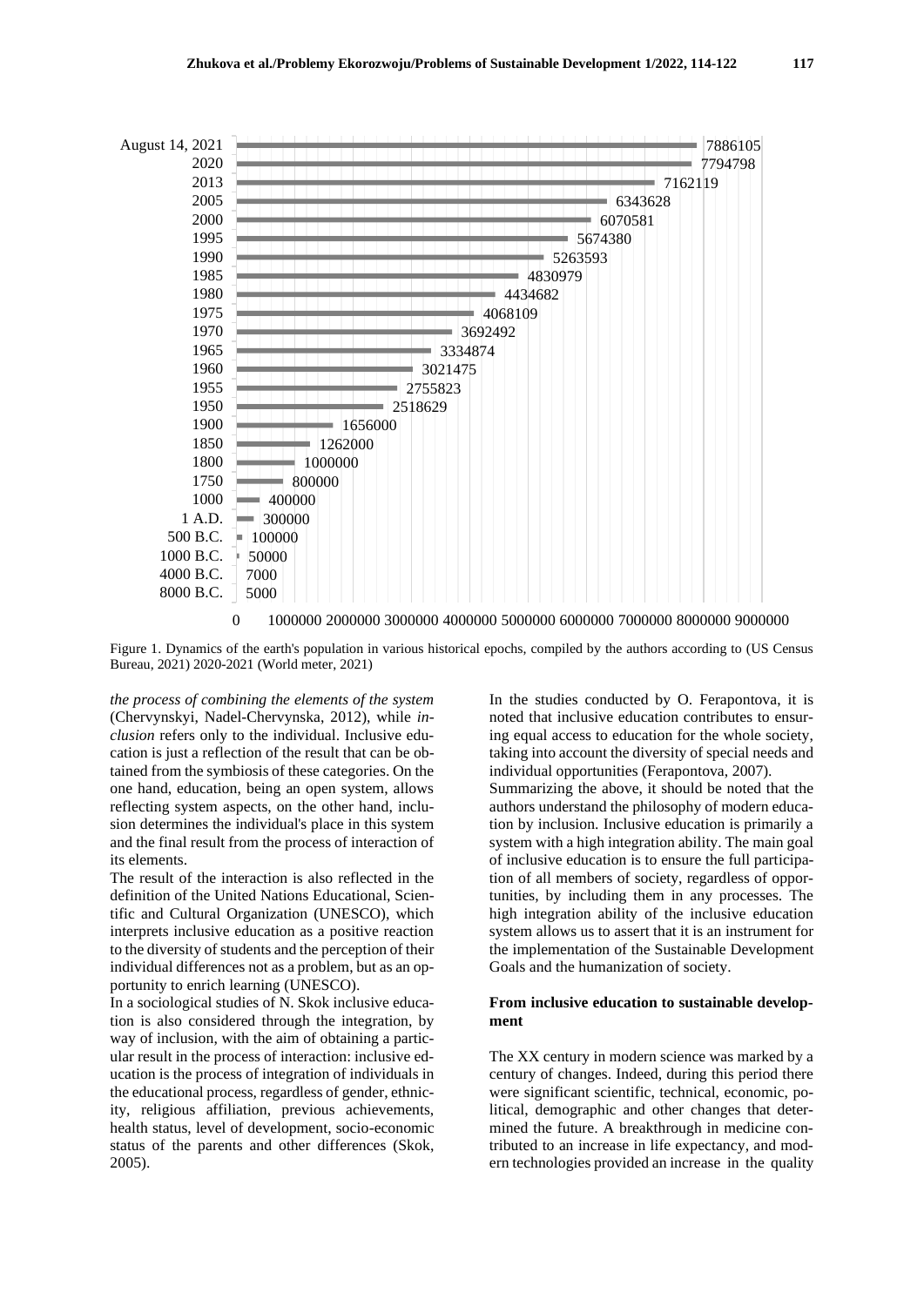| Year | Population |
|---|---|
| August 14, 2021 | 7886105 |
| 2020 | 7794798 |
| 2013 | 7162119 |
| 2005 | 6343628 |
| 2000 | 6070581 |
| 1995 | 5674380 |
| 1990 | 5263593 |
| 1985 | 4830979 |
| 1980 | 4434682 |
| 1975 | 4068109 |
| 1970 | 3692492 |
| 1965 | 3334874 |
| 1960 | 3021475 |
| 1955 | 2755823 |
| 1950 | 2518629 |
| 1900 | 1656000 |
| 1850 | 1262000 |
| 1800 | 1000000 |
| 1750 | 800000 |
| 1000 | 400000 |
| 1 A.D. | 300000 |
| 500 B.C. | 100000 |
| 1000 B.C. | 50000 |
| 4000 B.C. | 7000 |
| 8000 B.C. | 5000 |

Figure 1. Dynamics of the earth's population in various historical epochs, compiled by the authors according to (US Census Bureau, 2021) 2020-2021 (World meter, 2021)

*the process of combining the elements of the system* (Chervynskyi, Nadel-Chervynska, 2012), while *inclusion* refers only to the individual. Inclusive education is just a reflection of the result that can be obtained from the symbiosis of these categories. On the one hand, education, being an open system, allows reflecting system aspects, on the other hand, inclusion determines the individual's place in this system and the final result from the process of interaction of its elements.

The result of the interaction is also reflected in the definition of the United Nations Educational, Scientific and Cultural Organization (UNESCO), which interprets inclusive education as a positive reaction to the diversity of students and the perception of their individual differences not as a problem, but as an opportunity to enrich learning (UNESCO).

In a sociological studies of N. Skok inclusive education is also considered through the integration, by way of inclusion, with the aim of obtaining a particular result in the process of interaction: inclusive education is the process of integration of individuals in the educational process, regardless of gender, ethnicity, religious affiliation, previous achievements, health status, level of development, socio-economic status of the parents and other differences (Skok, 2005).

In the studies conducted by O. Ferapontova, it is noted that inclusive education contributes to ensuring equal access to education for the whole society, taking into account the diversity of special needs and individual opportunities (Ferapontova, 2007).

Summarizing the above, it should be noted that the authors understand the philosophy of modern education by inclusion. Inclusive education is primarily a system with a high integration ability. The main goal of inclusive education is to ensure the full participation of all members of society, regardless of opportunities, by including them in any processes. The high integration ability of the inclusive education system allows us to assert that it is an instrument for the implementation of the Sustainable Development Goals and the humanization of society.

## From inclusive education to sustainable development

The XX century in modern science was marked by a century of changes. Indeed, during this period there were significant scientific, technical, economic, political, demographic and other changes that determined the future. A breakthrough in medicine contributed to an increase in life expectancy, and modern technologies provided an increase in the quality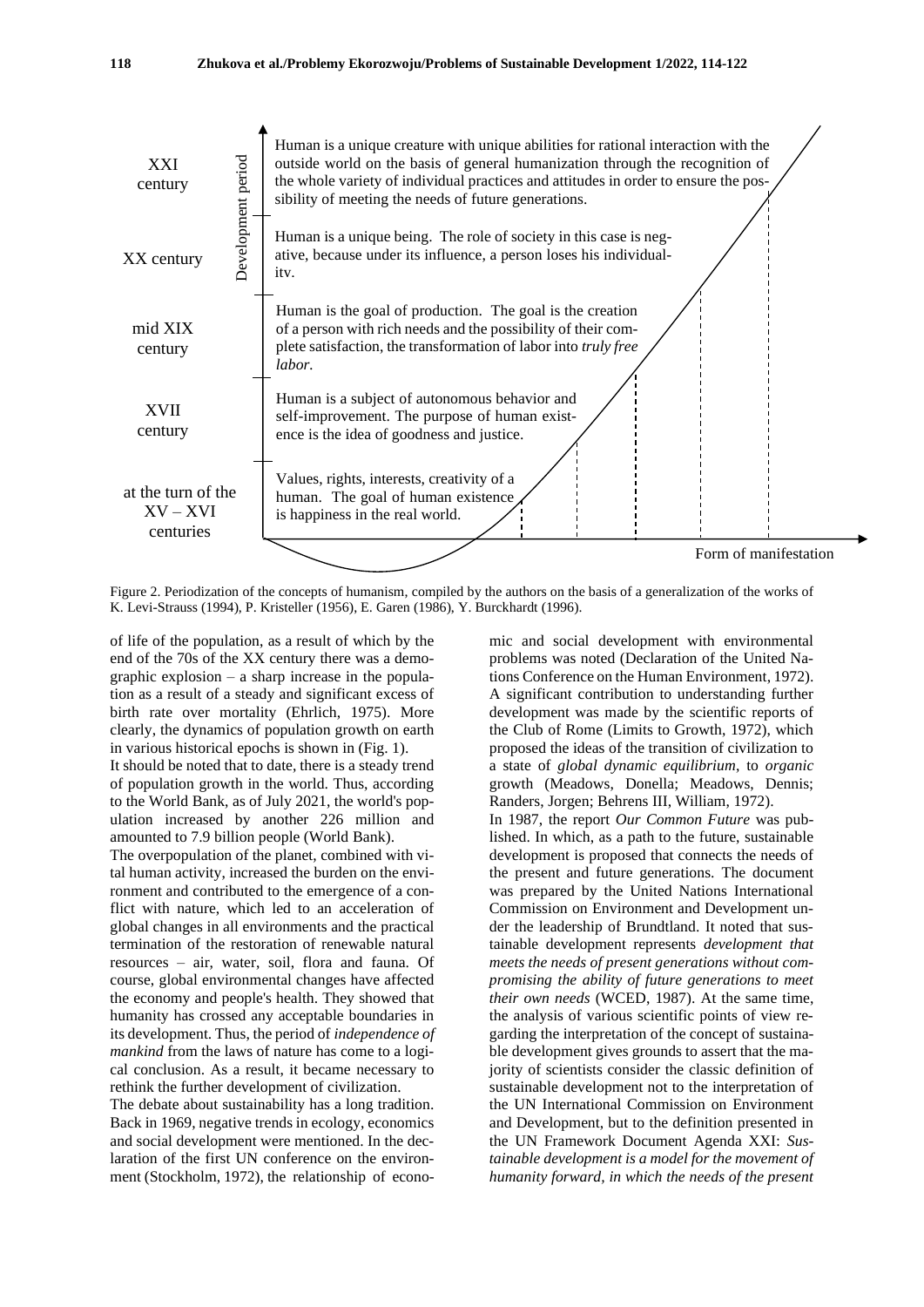| Development period | |
|---|---|
| XXI century | Human is a unique creature with unique abilities for rational interaction with the outside world on the basis of general humanization through the recognition of the whole variety of individual practices and attitudes in order to ensure the possibility of meeting the needs of future generations. |
| XX century | Human is a unique being. The role of society in this case is negative, because under its influence, a person loses his individuality. |
| mid XIX century | Human is the goal of production. The goal is the creation of a person with rich needs and the possibility of their complete satisfaction, the transformation of labor into *truly free labor*. |
| XVII century | Human is a subject of autonomous behavior and self-improvement. The purpose of human existence is the idea of goodness and justice. |
| at the turn of the XV – XVI centuries | Values, rights, interests, creativity of a human. The goal of human existence is happiness in the real world. |

Form of manifestation

Figure 2. Periodization of the concepts of humanism, compiled by the authors on the basis of a generalization of the works of K. Levi-Strauss (1994), P. Kristeller (1956), E. Garen (1986), Y. Burckhardt (1996).

of life of the population, as a result of which by the end of the 70s of the XX century there was a demographic explosion – a sharp increase in the population as a result of a steady and significant excess of birth rate over mortality (Ehrlich, 1975). More clearly, the dynamics of population growth on earth in various historical epochs is shown in (Fig. 1).

It should be noted that to date, there is a steady trend of population growth in the world. Thus, according to the World Bank, as of July 2021, the world's population increased by another 226 million and amounted to 7.9 billion people (World Bank).

The overpopulation of the planet, combined with vital human activity, increased the burden on the environment and contributed to the emergence of a conflict with nature, which led to an acceleration of global changes in all environments and the practical termination of the restoration of renewable natural resources – air, water, soil, flora and fauna. Of course, global environmental changes have affected the economy and people's health. They showed that humanity has crossed any acceptable boundaries in its development. Thus, the period of *independence of mankind* from the laws of nature has come to a logical conclusion. As a result, it became necessary to rethink the further development of civilization.

The debate about sustainability has a long tradition. Back in 1969, negative trends in ecology, economics and social development were mentioned. In the declaration of the first UN conference on the environment (Stockholm, 1972), the relationship of economic and social development with environmental problems was noted (Declaration of the United Nations Conference on the Human Environment, 1972). A significant contribution to understanding further development was made by the scientific reports of the Club of Rome (Limits to Growth, 1972), which proposed the ideas of the transition of civilization to a state of *global dynamic equilibrium*, to *organic* growth (Meadows, Donella; Meadows, Dennis; Randers, Jorgen; Behrens III, William, 1972).

In 1987, the report *Our Common Future* was published. In which, as a path to the future, sustainable development is proposed that connects the needs of the present and future generations. The document was prepared by the United Nations International Commission on Environment and Development under the leadership of Brundtland. It noted that sustainable development represents *development that meets the needs of present generations without compromising the ability of future generations to meet their own needs* (WCED, 1987). At the same time, the analysis of various scientific points of view regarding the interpretation of the concept of sustainable development gives grounds to assert that the majority of scientists consider the classic definition of sustainable development not to the interpretation of the UN International Commission on Environment and Development, but to the definition presented in the UN Framework Document Agenda XXI: *Sustainable development is a model for the movement of humanity forward, in which the needs of the present*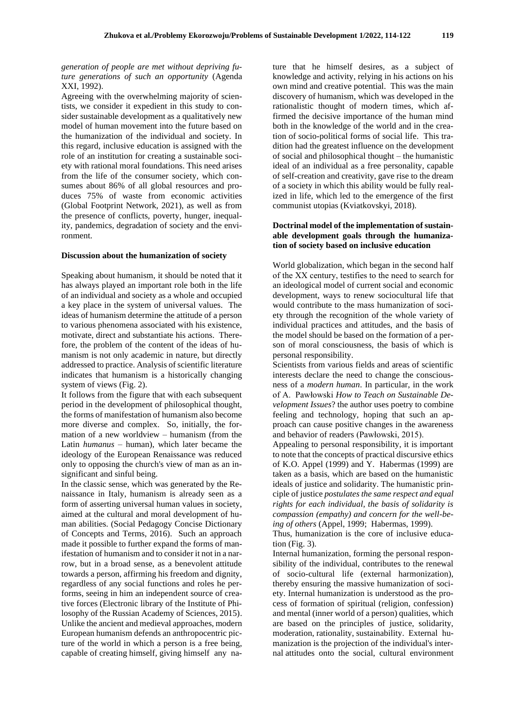*generation of people are met without depriving future generations of such an opportunity* (Agenda XXI, 1992).

Agreeing with the overwhelming majority of scientists, we consider it expedient in this study to consider sustainable development as a qualitatively new model of human movement into the future based on the humanization of the individual and society. In this regard, inclusive education is assigned with the role of an institution for creating a sustainable society with rational moral foundations. This need arises from the life of the consumer society, which consumes about 86% of all global resources and produces 75% of waste from economic activities (Global Footprint Network, 2021), as well as from the presence of conflicts, poverty, hunger, inequality, pandemics, degradation of society and the environment.

### Discussion about the humanization of society

Speaking about humanism, it should be noted that it has always played an important role both in the life of an individual and society as a whole and occupied a key place in the system of universal values. The ideas of humanism determine the attitude of a person to various phenomena associated with his existence, motivate, direct and substantiate his actions. Therefore, the problem of the content of the ideas of humanism is not only academic in nature, but directly addressed to practice. Analysis of scientific literature indicates that humanism is a historically changing system of views (Fig. 2).

It follows from the figure that with each subsequent period in the development of philosophical thought, the forms of manifestation of humanism also become more diverse and complex. So, initially, the formation of a new worldview – humanism (from the Latin *humanus* – human), which later became the ideology of the European Renaissance was reduced only to opposing the church's view of man as an insignificant and sinful being.

In the classic sense, which was generated by the Renaissance in Italy, humanism is already seen as a form of asserting universal human values in society, aimed at the cultural and moral development of human abilities. (Social Pedagogy Concise Dictionary of Concepts and Terms, 2016). Such an approach made it possible to further expand the forms of manifestation of humanism and to consider it not in a narrow, but in a broad sense, as a benevolent attitude towards a person, affirming his freedom and dignity, regardless of any social functions and roles he performs, seeing in him an independent source of creative forces (Electronic library of the Institute of Philosophy of the Russian Academy of Sciences, 2015). Unlike the ancient and medieval approaches, modern European humanism defends an anthropocentric picture of the world in which a person is a free being, capable of creating himself, giving himself any nature that he himself desires, as a subject of knowledge and activity, relying in his actions on his own mind and creative potential. This was the main discovery of humanism, which was developed in the rationalistic thought of modern times, which affirmed the decisive importance of the human mind both in the knowledge of the world and in the creation of socio-political forms of social life. This tradition had the greatest influence on the development of social and philosophical thought – the humanistic ideal of an individual as a free personality, capable of self-creation and creativity, gave rise to the dream of a society in which this ability would be fully realized in life, which led to the emergence of the first communist utopias (Kviatkovskyi, 2018).

### Doctrinal model of the implementation of sustainable development goals through the humanization of society based on inclusive education

World globalization, which began in the second half of the XX century, testifies to the need to search for an ideological model of current social and economic development, ways to renew sociocultural life that would contribute to the mass humanization of society through the recognition of the whole variety of individual practices and attitudes, and the basis of the model should be based on the formation of a person of moral consciousness, the basis of which is personal responsibility.

Scientists from various fields and areas of scientific interests declare the need to change the consciousness of a *modern human*. In particular, in the work of A. Pawłowski *How to Teach on Sustainable Development Issues*? the author uses poetry to combine feeling and technology, hoping that such an approach can cause positive changes in the awareness and behavior of readers (Pawłowski, 2015).

Appealing to personal responsibility, it is important to note that the concepts of practical discursive ethics of K.O. Appel (1999) and Y. Habermas (1999) are taken as a basis, which are based on the humanistic ideals of justice and solidarity. The humanistic principle of justice *postulates the same respect and equal rights for each individual, the basis of solidarity is compassion (empathy) and concern for the well-being of others* (Appel, 1999; Habermas, 1999).

Thus, humanization is the core of inclusive education (Fig. 3).

Internal humanization, forming the personal responsibility of the individual, contributes to the renewal of socio-cultural life (external harmonization), thereby ensuring the massive humanization of society. Internal humanization is understood as the process of formation of spiritual (religion, confession) and mental (inner world of a person) qualities, which are based on the principles of justice, solidarity, moderation, rationality, sustainability. External humanization is the projection of the individual's internal attitudes onto the social, cultural environment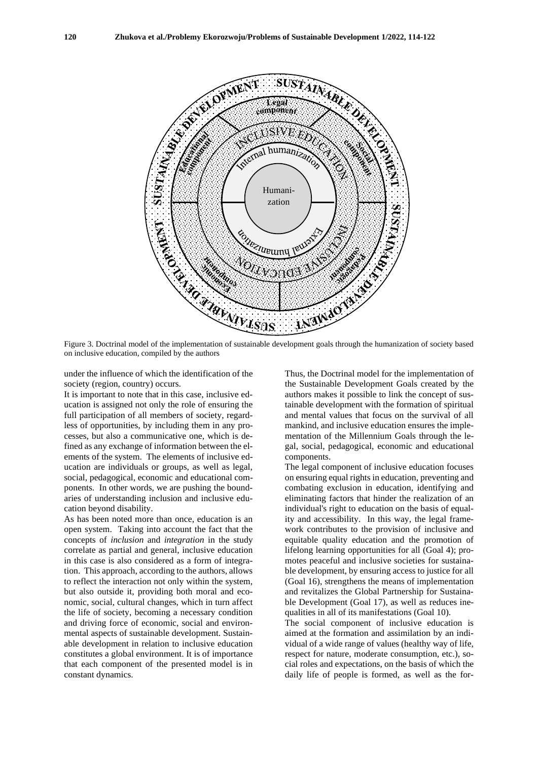Figure 3. Doctrinal model of the implementation of sustainable development goals through the humanization of society based on inclusive education, compiled by the authors

under the influence of which the identification of the society (region, country) occurs.

It is important to note that in this case, inclusive education is assigned not only the role of ensuring the full participation of all members of society, regardless of opportunities, by including them in any processes, but also a communicative one, which is defined as any exchange of information between the elements of the system. The elements of inclusive education are individuals or groups, as well as legal, social, pedagogical, economic and educational components. In other words, we are pushing the boundaries of understanding inclusion and inclusive education beyond disability.

As has been noted more than once, education is an open system. Taking into account the fact that the concepts of *inclusion* and *integration* in the study correlate as partial and general, inclusive education in this case is also considered as a form of integration. This approach, according to the authors, allows to reflect the interaction not only within the system, but also outside it, providing both moral and economic, social, cultural changes, which in turn affect the life of society, becoming a necessary condition and driving force of economic, social and environmental aspects of sustainable development. Sustainable development in relation to inclusive education constitutes a global environment. It is of importance that each component of the presented model is in constant dynamics.

Thus, the Doctrinal model for the implementation of the Sustainable Development Goals created by the authors makes it possible to link the concept of sustainable development with the formation of spiritual and mental values that focus on the survival of all mankind, and inclusive education ensures the implementation of the Millennium Goals through the legal, social, pedagogical, economic and educational components.

The legal component of inclusive education focuses on ensuring equal rights in education, preventing and combating exclusion in education, identifying and eliminating factors that hinder the realization of an individual's right to education on the basis of equality and accessibility. In this way, the legal framework contributes to the provision of inclusive and equitable quality education and the promotion of lifelong learning opportunities for all (Goal 4); promotes peaceful and inclusive societies for sustainable development, by ensuring access to justice for all (Goal 16), strengthens the means of implementation and revitalizes the Global Partnership for Sustainable Development (Goal 17), as well as reduces inequalities in all of its manifestations (Goal 10).

The social component of inclusive education is aimed at the formation and assimilation by an individual of a wide range of values (healthy way of life, respect for nature, moderate consumption, etc.), social roles and expectations, on the basis of which the daily life of people is formed, as well as the for-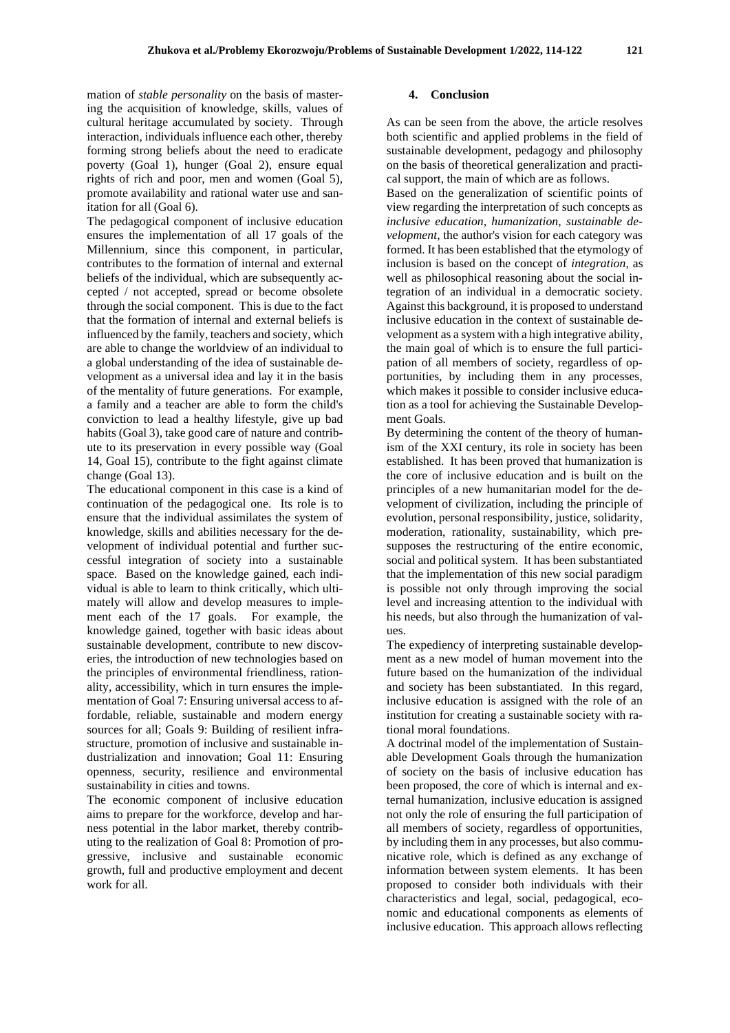mation of *stable personality* on the basis of mastering the acquisition of knowledge, skills, values of cultural heritage accumulated by society. Through interaction, individuals influence each other, thereby forming strong beliefs about the need to eradicate poverty (Goal 1), hunger (Goal 2), ensure equal rights of rich and poor, men and women (Goal 5), promote availability and rational water use and sanitation for all (Goal 6).

The pedagogical component of inclusive education ensures the implementation of all 17 goals of the Millennium, since this component, in particular, contributes to the formation of internal and external beliefs of the individual, which are subsequently accepted / not accepted, spread or become obsolete through the social component. This is due to the fact that the formation of internal and external beliefs is influenced by the family, teachers and society, which are able to change the worldview of an individual to a global understanding of the idea of sustainable development as a universal idea and lay it in the basis of the mentality of future generations. For example, a family and a teacher are able to form the child's conviction to lead a healthy lifestyle, give up bad habits (Goal 3), take good care of nature and contribute to its preservation in every possible way (Goal 14, Goal 15), contribute to the fight against climate change (Goal 13).

The educational component in this case is a kind of continuation of the pedagogical one. Its role is to ensure that the individual assimilates the system of knowledge, skills and abilities necessary for the development of individual potential and further successful integration of society into a sustainable space. Based on the knowledge gained, each individual is able to learn to think critically, which ultimately will allow and develop measures to implement each of the 17 goals. For example, the knowledge gained, together with basic ideas about sustainable development, contribute to new discoveries, the introduction of new technologies based on the principles of environmental friendliness, rationality, accessibility, which in turn ensures the implementation of Goal 7: Ensuring universal access to affordable, reliable, sustainable and modern energy sources for all; Goals 9: Building of resilient infrastructure, promotion of inclusive and sustainable industrialization and innovation; Goal 11: Ensuring openness, security, resilience and environmental sustainability in cities and towns.

The economic component of inclusive education aims to prepare for the workforce, develop and harness potential in the labor market, thereby contributing to the realization of Goal 8: Promotion of progressive, inclusive and sustainable economic growth, full and productive employment and decent work for all.

## 4. Conclusion

As can be seen from the above, the article resolves both scientific and applied problems in the field of sustainable development, pedagogy and philosophy on the basis of theoretical generalization and practical support, the main of which are as follows.

Based on the generalization of scientific points of view regarding the interpretation of such concepts as *inclusive education, humanization, sustainable development*, the author's vision for each category was formed. It has been established that the etymology of inclusion is based on the concept of *integration*, as well as philosophical reasoning about the social integration of an individual in a democratic society. Against this background, it is proposed to understand inclusive education in the context of sustainable development as a system with a high integrative ability, the main goal of which is to ensure the full participation of all members of society, regardless of opportunities, by including them in any processes, which makes it possible to consider inclusive education as a tool for achieving the Sustainable Development Goals.

By determining the content of the theory of humanism of the XXI century, its role in society has been established. It has been proved that humanization is the core of inclusive education and is built on the principles of a new humanitarian model for the development of civilization, including the principle of evolution, personal responsibility, justice, solidarity, moderation, rationality, sustainability, which presupposes the restructuring of the entire economic, social and political system. It has been substantiated that the implementation of this new social paradigm is possible not only through improving the social level and increasing attention to the individual with his needs, but also through the humanization of values.

The expediency of interpreting sustainable development as a new model of human movement into the future based on the humanization of the individual and society has been substantiated. In this regard, inclusive education is assigned with the role of an institution for creating a sustainable society with rational moral foundations.

A doctrinal model of the implementation of Sustainable Development Goals through the humanization of society on the basis of inclusive education has been proposed, the core of which is internal and external humanization, inclusive education is assigned not only the role of ensuring the full participation of all members of society, regardless of opportunities, by including them in any processes, but also communicative role, which is defined as any exchange of information between system elements. It has been proposed to consider both individuals with their characteristics and legal, social, pedagogical, economic and educational components as elements of inclusive education. This approach allows reflecting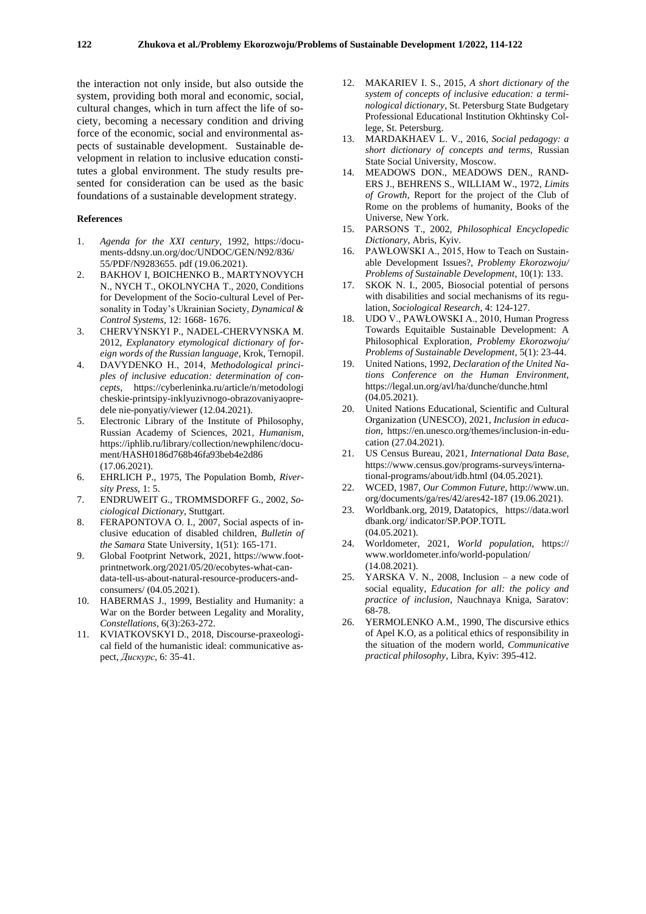the interaction not only inside, but also outside the system, providing both moral and economic, social, cultural changes, which in turn affect the life of society, becoming a necessary condition and driving force of the economic, social and environmental aspects of sustainable development. Sustainable development in relation to inclusive education constitutes a global environment. The study results presented for consideration can be used as the basic foundations of a sustainable development strategy.

#### References

1. *Agenda for the XXI century*, 1992, https://documents-ddsny.un.org/doc/UNDOC/GEN/N92/836/55/PDF/N9283655. pdf (19.06.2021).
2. BAKHOV I, BOICHENKO B., MARTYNOVYCH N., NYCH T., OKOLNYCHA T., 2020, Conditions for Development of the Socio-cultural Level of Personality in Today's Ukrainian Society, *Dynamical & Control Systems*, 12: 1668- 1676.
3. CHERVYNSKYI P., NADEL-CHERVYNSKA M. 2012, *Explanatory etymological dictionary of foreign words of the Russian language*, Krok, Ternopil.
4. DAVYDENKO H., 2014, *Methodological principles of inclusive education: determination of concepts*, https://cyberleninka.ru/article/n/metodologicheskie-printsipy-inklyuzivnogo-obrazovaniyaopredele nie-ponyatiy/viewer (12.04.2021).
5. Electronic Library of the Institute of Philosophy, Russian Academy of Sciences, 2021, *Humanism*, https://iphlib.ru/library/collection/newphilenc/document/HASH0186d768b46fa93beb4e2d86 (17.06.2021).
6. EHRLICH P., 1975, The Population Bomb, *Riversity Press*, 1: 5.
7. ENDRUWEIT G., TROMMSDORFF G., 2002, *Sociological Dictionary*, Stuttgart.
8. FERAPONTOVA O. I., 2007, Social aspects of inclusive education of disabled children, *Bulletin of the Samara* State University, 1(51): 165-171.
9. Global Footprint Network, 2021, https://www.footprintnetwork.org/2021/05/20/ecobytes-what-can-data-tell-us-about-natural-resource-producers-and-consumers/ (04.05.2021).
10. HABERMAS J., 1999, Bestiality and Humanity: a War on the Border between Legality and Morality, *Constellations*, 6(3):263-272.
11. KVIATKOVSKYI D., 2018, Discourse-praxeological field of the humanistic ideal: communicative aspect, *Дискурс*, 6: 35-41.
12. MAKARIEV I. S., 2015, *A short dictionary of the system of concepts of inclusive education: a terminological dictionary*, St. Petersburg State Budgetary Professional Educational Institution Okhtinsky College, St. Petersburg.
13. MARDAKHAEV L. V., 2016, *Social pedagogy: a short dictionary of concepts and terms*, Russian State Social University, Moscow.
14. MEADOWS DON., MEADOWS DEN., RANDERS J., BEHRENS S., WILLIAM W., 1972, *Limits of Growth*, Report for the project of the Club of Rome on the problems of humanity, Books of the Universe, New York.
15. PARSONS T., 2002, *Philosophical Encyclopedic Dictionary*, Abris, Kyiv.
16. PAWŁOWSKI A., 2015, How to Teach on Sustainable Development Issues?, *Problemy Ekorozwoju/ Problems of Sustainable Development*, 10(1): 133.
17. SKOK N. I., 2005, Biosocial potential of persons with disabilities and social mechanisms of its regulation, *Sociological Research*, 4: 124-127.
18. UDO V., PAWŁOWSKI A., 2010, Human Progress Towards Equitaible Sustainable Development: A Philosophical Exploration, *Problemy Ekorozwoju/ Problems of Sustainable Development*, 5(1): 23-44.
19. United Nations, 1992, *Declaration of the United Nations Conference on the Human Environment*, https://legal.un.org/avl/ha/dunche/dunche.html (04.05.2021).
20. United Nations Educational, Scientific and Cultural Organization (UNESCO), 2021, *Inclusion in education*, https://en.unesco.org/themes/inclusion-in-education (27.04.2021).
21. US Census Bureau, 2021, *International Data Base*, https://www.census.gov/programs-surveys/international-programs/about/idb.html (04.05.2021).
22. WCED, 1987, *Our Common Future*, http://www.un.org/documents/ga/res/42/ares42-187 (19.06.2021).
23. Worldbank.org, 2019, Datatopics, https://data.worldbank.org/ indicator/SP.POP.TOTL (04.05.2021).
24. Worldometer, 2021, *World population*, https://www.worldometer.info/world-population/ (14.08.2021).
25. YARSKA V. N., 2008, Inclusion – a new code of social equality, *Education for all: the policy and practice of inclusion*, Nauchnaya Kniga, Saratov: 68-78.
26. YERMOLENKO A.M., 1990, The discursive ethics of Apel K.O, as a political ethics of responsibility in the situation of the modern world, *Communicative practical philosophy*, Libra, Kyiv: 395-412.